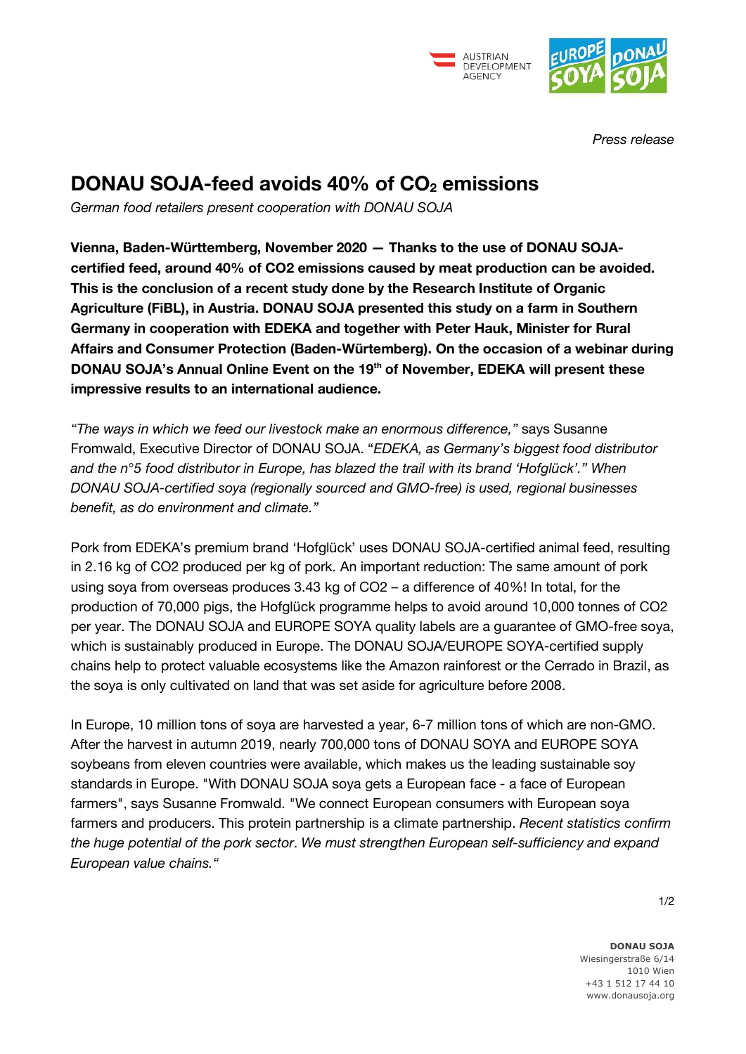*Press release*

# DONAU SOJA-feed avoids 40% of $CO_2$ emissions

*German food retailers present cooperation with DONAU SOJA*

**Vienna, Baden-Württemberg, November 2020 — Thanks to the use of DONAU SOJA-certified feed, around 40% of CO2 emissions caused by meat production can be avoided. This is the conclusion of a recent study done by the Research Institute of Organic Agriculture (FiBL), in Austria. DONAU SOJA presented this study on a farm in Southern Germany in cooperation with EDEKA and together with Peter Hauk, Minister for Rural Affairs and Consumer Protection (Baden-Würtemberg). On the occasion of a webinar during DONAU SOJA's Annual Online Event on the 19th of November, EDEKA will present these impressive results to an international audience.**

*"The ways in which we feed our livestock make an enormous difference,"* says Susanne Fromwald, Executive Director of DONAU SOJA. "*EDEKA, as Germany's biggest food distributor and the n°5 food distributor in Europe, has blazed the trail with its brand 'Hofglück'." When DONAU SOJA-certified soya (regionally sourced and GMO-free) is used, regional businesses benefit, as do environment and climate."*

Pork from EDEKA's premium brand 'Hofglück' uses DONAU SOJA-certified animal feed, resulting in 2.16 kg of CO2 produced per kg of pork. An important reduction: The same amount of pork using soya from overseas produces 3.43 kg of CO2 – a difference of 40%! In total, for the production of 70,000 pigs, the Hofglück programme helps to avoid around 10,000 tonnes of CO2 per year. The DONAU SOJA and EUROPE SOYA quality labels are a guarantee of GMO-free soya, which is sustainably produced in Europe. The DONAU SOJA/EUROPE SOYA-certified supply chains help to protect valuable ecosystems like the Amazon rainforest or the Cerrado in Brazil, as the soya is only cultivated on land that was set aside for agriculture before 2008.

In Europe, 10 million tons of soya are harvested a year, 6-7 million tons of which are non-GMO. After the harvest in autumn 2019, nearly 700,000 tons of DONAU SOYA and EUROPE SOYA soybeans from eleven countries were available, which makes us the leading sustainable soy standards in Europe. "With DONAU SOJA soya gets a European face - a face of European farmers", says Susanne Fromwald. "We connect European consumers with European soya farmers and producers. This protein partnership is a climate partnership. *Recent statistics confirm the huge potential of the pork sector. We must strengthen European self-sufficiency and expand European value chains."*

**DONAU SOJA**
Wiesingerstraße 6/14
1010 Wien
+43 1 512 17 44 10
www.donausoja.org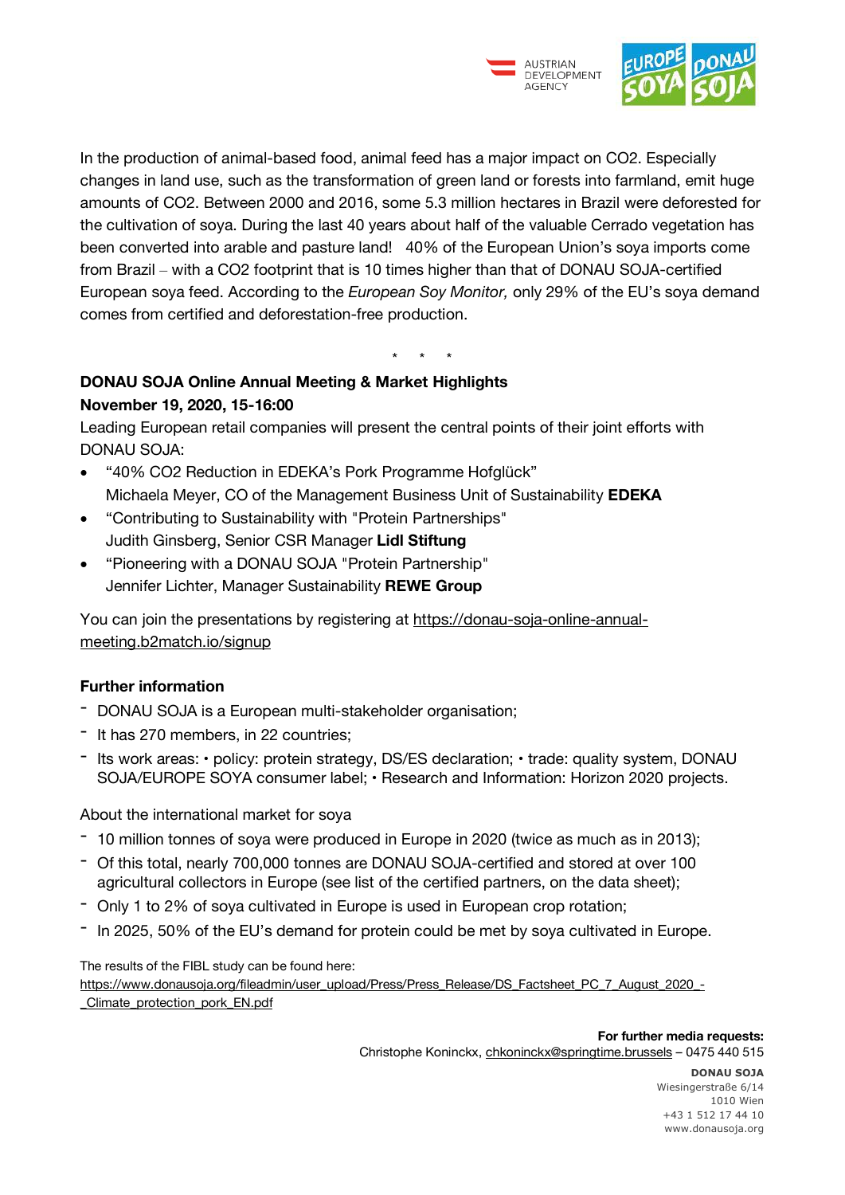In the production of animal-based food, animal feed has a major impact on $CO_2$. Especially changes in land use, such as the transformation of green land or forests into farmland, emit huge amounts of $CO_2$. Between 2000 and 2016, some 5.3 million hectares in Brazil were deforested for the cultivation of soya. During the last 40 years about half of the valuable Cerrado vegetation has been converted into arable and pasture land! 40% of the European Union's soya imports come from Brazil – with a $CO_2$ footprint that is 10 times higher than that of DONAU SOJA-certified European soya feed. According to the *European Soy Monitor,* only 29% of the EU's soya demand comes from certified and deforestation-free production.

\* \* \*

**DONAU SOJA Online Annual Meeting & Market Highlights**
**November 19, 2020, 15-16:00**

Leading European retail companies will present the central points of their joint efforts with DONAU SOJA:

- "40% $CO_2$ Reduction in EDEKA's Pork Programme Hofglück"
  Michaela Meyer, CO of the Management Business Unit of Sustainability **EDEKA**
- "Contributing to Sustainability with "Protein Partnerships"
  Judith Ginsberg, Senior CSR Manager **Lidl Stiftung**
- "Pioneering with a DONAU SOJA "Protein Partnership"
  Jennifer Lichter, Manager Sustainability **REWE Group**

You can join the presentations by registering at https://donau-soja-online-annual-meeting.b2match.io/signup

**Further information**

- DONAU SOJA is a European multi-stakeholder organisation;
- It has 270 members, in 22 countries;
- Its work areas: • policy: protein strategy, DS/ES declaration; • trade: quality system, DONAU SOJA/EUROPE SOYA consumer label; • Research and Information: Horizon 2020 projects.

About the international market for soya

- 10 million tonnes of soya were produced in Europe in 2020 (twice as much as in 2013);
- Of this total, nearly 700,000 tonnes are DONAU SOJA-certified and stored at over 100 agricultural collectors in Europe (see list of the certified partners, on the data sheet);
- Only 1 to 2% of soya cultivated in Europe is used in European crop rotation;
- In 2025, 50% of the EU's demand for protein could be met by soya cultivated in Europe.

The results of the FIBL study can be found here:
https://www.donausoja.org/fileadmin/user_upload/Press/Press_Release/DS_Factsheet_PC_7_August_2020_-_Climate_protection_pork_EN.pdf

**For further media requests:**
Christophe Koninckx, chkoninckx@springtime.brussels – 0475 440 515

**DONAU SOJA**
Wiesingerstraße 6/14
1010 Wien
+43 1 512 17 44 10
www.donausoja.org